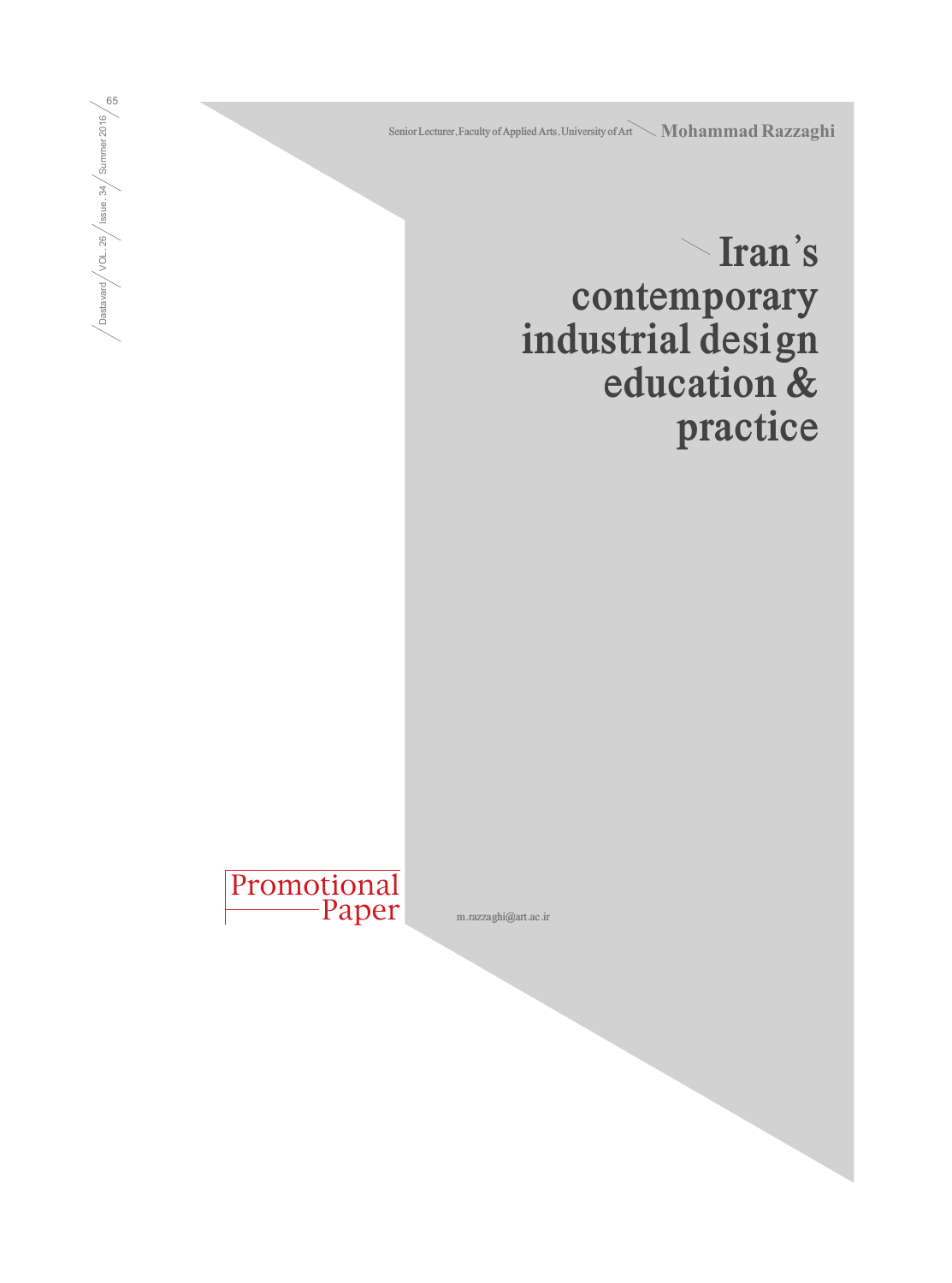Senior Lecturer, Faculty of Applied Arts, University of Art — **Mohammad Razzaghi**

# Iran's contemporary industrial design education & practice

Promotional Paper

m.razzaghi@art.ac.ir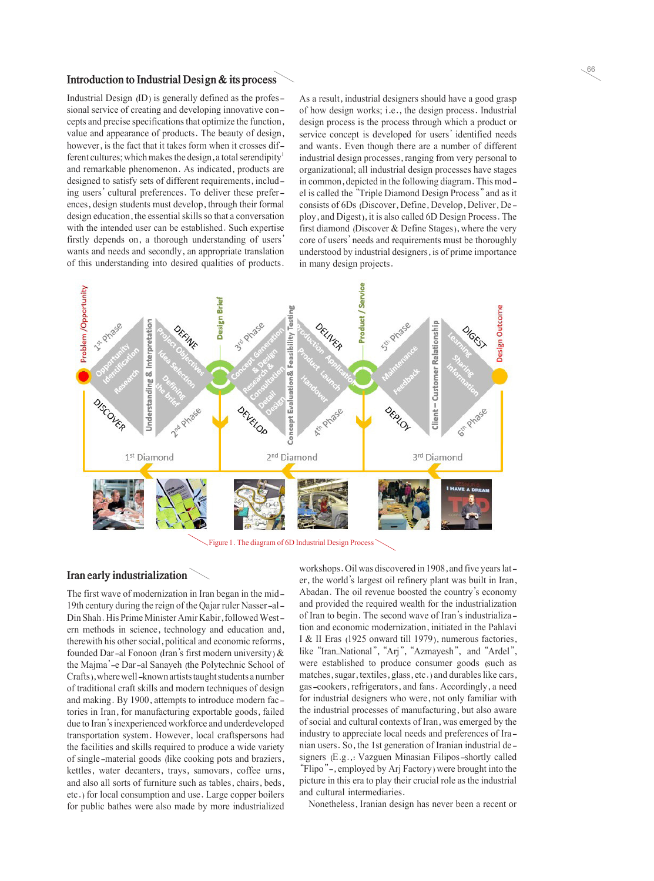## Introduction to Industrial Design & its process

Industrial Design (ID) is generally defined as the professional service of creating and developing innovative concepts and precise specifications that optimize the function, value and appearance of products. The beauty of design, however, is the fact that it takes form when it crosses different cultures; which makes the design, a total serendipity[1] and remarkable phenomenon. As indicated, products are designed to satisfy sets of different requirements, including users' cultural preferences. To deliver these preferences, design students must develop, through their formal design education, the essential skills so that a conversation with the intended user can be established. Such expertise firstly depends on, a thorough understanding of users' wants and needs and secondly, an appropriate translation of this understanding into desired qualities of products.

As a result, industrial designers should have a good grasp of how design works; i.e., the design process. Industrial design process is the process through which a product or service concept is developed for users' identified needs and wants. Even though there are a number of different industrial design processes, ranging from very personal to organizational; all industrial design processes have stages in common, depicted in the following diagram. This model is called the "Triple Diamond Design Process" and as it consists of 6Ds (Discover, Define, Develop, Deliver, Deploy, and Digest), it is also called 6D Design Process. The first diamond (Discover & Define Stages), where the very core of users' needs and requirements must be thoroughly understood by industrial designers, is of prime importance in many design projects.

Figure 1. The diagram of 6D Industrial Design Process

## Iran early industrialization

The first wave of modernization in Iran began in the mid-19th century during the reign of the Qajar ruler Nasser-al-Din Shah. His Prime Minister Amir Kabir, followed Western methods in science, technology and education and, therewith his other social, political and economic reforms, founded Dar-al Fonoon (Iran's first modern university) & the Majma'-e Dar-al Sanayeh (the Polytechnic School of Crafts), where well-known artists taught students a number of traditional craft skills and modern techniques of design and making. By 1900, attempts to introduce modern factories in Iran, for manufacturing exportable goods, failed due to Iran's inexperienced workforce and underdeveloped transportation system. However, local craftspersons had the facilities and skills required to produce a wide variety of single-material goods (like cooking pots and braziers, kettles, water decanters, trays, samovars, coffee urns, and also all sorts of furniture such as tables, chairs, beds, etc.) for local consumption and use. Large copper boilers for public bathes were also made by more industrialized workshops. Oil was discovered in 1908, and five years later, the world's largest oil refinery plant was built in Iran, Abadan. The oil revenue boosted the country's economy and provided the required wealth for the industrialization of Iran to begin. The second wave of Iran's industrialization and economic modernization, initiated in the Pahlavi I & II Eras (1925 onward till 1979), numerous factories, like "Iran_National", "Arj", "Azmayesh", and "Ardel", were established to produce consumer goods (such as matches, sugar, textiles, glass, etc.) and durables like cars, gas-cookers, refrigerators, and fans. Accordingly, a need for industrial designers who were, not only familiar with the industrial processes of manufacturing, but also aware of social and cultural contexts of Iran, was emerged by the industry to appreciate local needs and preferences of Iranian users. So, the 1st generation of Iranian industrial designers (E.g.,: Vazguen Minasian Filipos-shortly called "Flipo"-, employed by Arj Factory) were brought into the picture in this era to play their crucial role as the industrial and cultural intermediaries.

Nonetheless, Iranian design has never been a recent or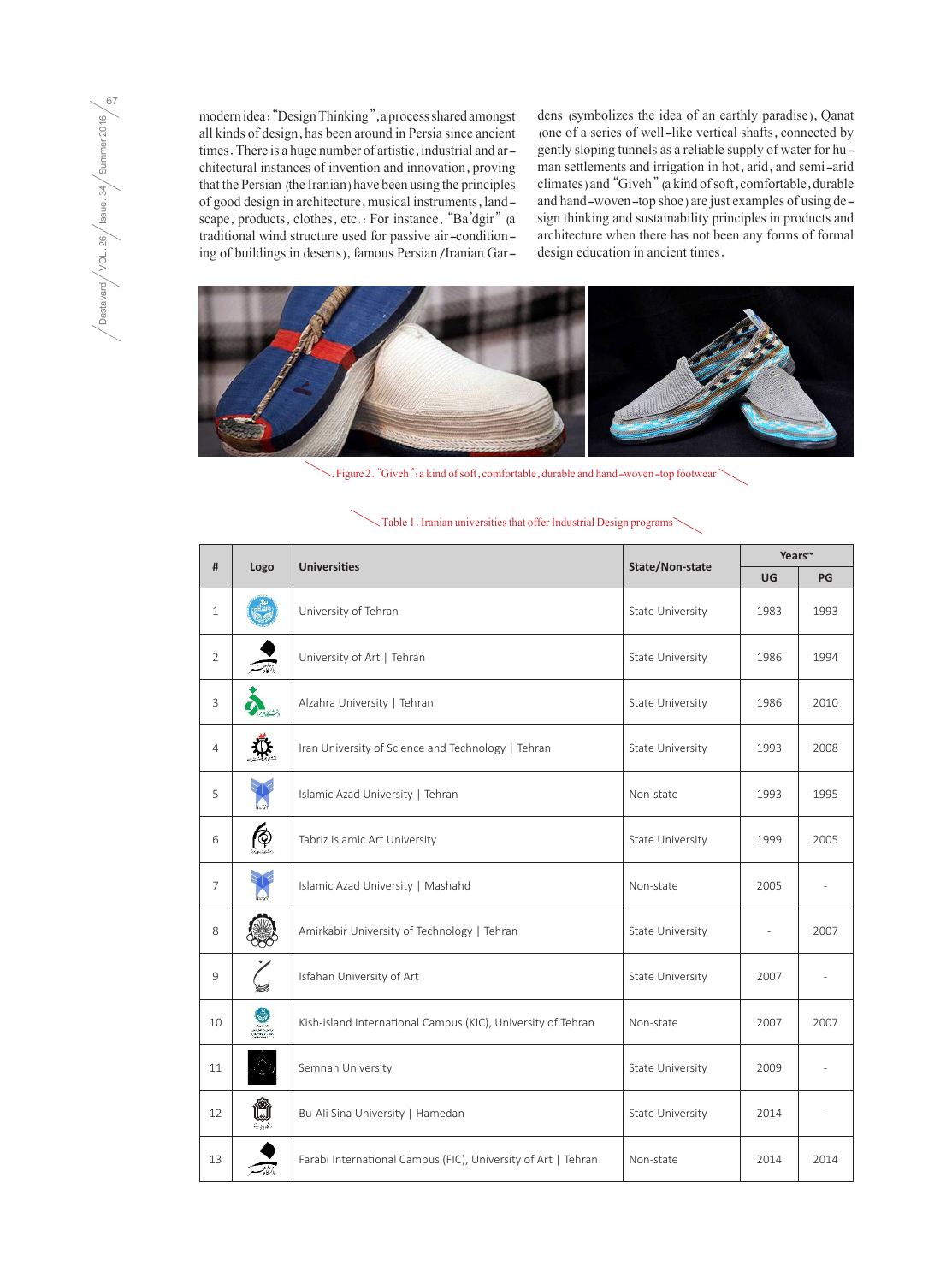modern idea: "Design Thinking", a process shared amongst all kinds of design, has been around in Persia since ancient times. There is a huge number of artistic, industrial and architectural instances of invention and innovation, proving that the Persian (the Iranian) have been using the principles of good design in architecture, musical instruments, landscape, products, clothes, etc.: For instance, "Ba'dgir" (a traditional wind structure used for passive air-conditioning of buildings in deserts), famous Persian/Iranian Gardens (symbolizes the idea of an earthly paradise), Qanat (one of a series of well-like vertical shafts, connected by gently sloping tunnels as a reliable supply of water for human settlements and irrigation in hot, arid, and semi-arid climates) and "Giveh" (a kind of soft, comfortable, durable and hand-woven-top shoe) are just examples of using design thinking and sustainability principles in products and architecture when there has not been any forms of formal design education in ancient times.

Figure 2. "Giveh": a kind of soft, comfortable, durable and hand-woven-top footwear

Table 1. Iranian universities that offer Industrial Design programs

| # | Logo | Universities | State/Non-state | Years~ | |
|---|---|---|---|---|---|
| | | | | UG | PG |
| 1 | | University of Tehran | State University | 1983 | 1993 |
| 2 | | University of Art \| Tehran | State University | 1986 | 1994 |
| 3 | | Alzahra University \| Tehran | State University | 1986 | 2010 |
| 4 | | Iran University of Science and Technology \| Tehran | State University | 1993 | 2008 |
| 5 | | Islamic Azad University \| Tehran | Non-state | 1993 | 1995 |
| 6 | | Tabriz Islamic Art University | State University | 1999 | 2005 |
| 7 | | Islamic Azad University \| Mashahd | Non-state | 2005 | - |
| 8 | | Amirkabir University of Technology \| Tehran | State University | - | 2007 |
| 9 | | Isfahan University of Art | State University | 2007 | - |
| 10 | | Kish-island International Campus (KIC), University of Tehran | Non-state | 2007 | 2007 |
| 11 | | Semnan University | State University | 2009 | - |
| 12 | | Bu-Ali Sina University \| Hamedan | State University | 2014 | - |
| 13 | | Farabi International Campus (FIC), University of Art \| Tehran | Non-state | 2014 | 2014 |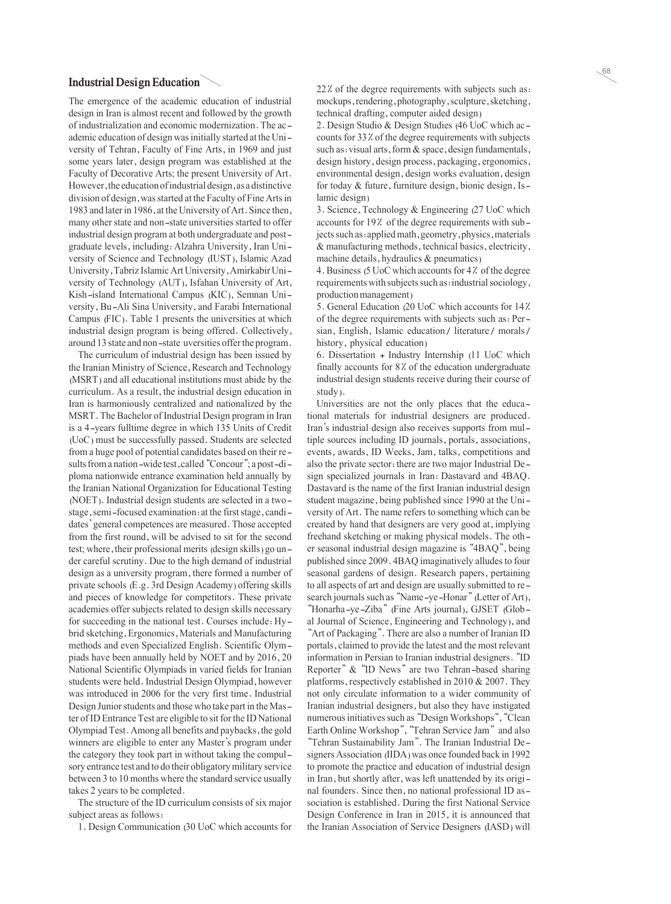## Industrial Design Education

The emergence of the academic education of industrial design in Iran is almost recent and followed by the growth of industrialization and economic modernization. The academic education of design was initially started at the University of Tehran, Faculty of Fine Arts, in 1969 and just some years later, design program was established at the Faculty of Decorative Arts; the present University of Art. However, the education of industrial design, as a distinctive division of design, was started at the Faculty of Fine Arts in 1983 and later in 1986, at the University of Art. Since then, many other state and non-state universities started to offer industrial design program at both undergraduate and postgraduate levels, including: Alzahra University, Iran University of Science and Technology (IUST), Islamic Azad University, Tabriz Islamic Art University, Amirkabir University of Technology (AUT), Isfahan University of Art, Kish-island International Campus (KIC), Semnan University, Bu-Ali Sina University, and Farabi International Campus (FIC). Table 1 presents the universities at which industrial design program is being offered. Collectively, around 13 state and non-state uversities offer the program.

The curriculum of industrial design has been issued by the Iranian Ministry of Science, Research and Technology (MSRT) and all educational institutions must abide by the curriculum. As a result, the industrial design education in Iran is harmoniously centralized and nationalized by the MSRT. The Bachelor of Industrial Design program in Iran is a 4-years fulltime degree in which 135 Units of Credit (UoC) must be successfully passed. Students are selected from a huge pool of potential candidates based on their results from a nation-wide test, called "Concour"; a post-diploma nationwide entrance examination held annually by the Iranian National Organization for Educational Testing (NOET). Industrial design students are selected in a two-stage, semi-focused examination: at the first stage, candidates' general competences are measured. Those accepted from the first round, will be advised to sit for the second test; where, their professional merits (design skills) go under careful scrutiny. Due to the high demand of industrial design as a university program, there formed a number of private schools (E.g. 3rd Design Academy) offering skills and pieces of knowledge for competitors. These private academies offer subjects related to design skills necessary for succeeding in the national test. Courses include: Hybrid sketching, Ergonomics, Materials and Manufacturing methods and even Specialized English. Scientific Olympiads have been annually held by NOET and by 2016, 20 National Scientific Olympiads in varied fields for Iranian students were held. Industrial Design Olympiad, however was introduced in 2006 for the very first time. Industrial Design Junior students and those who take part in the Master of ID Entrance Test are eligible to sit for the ID National Olympiad Test. Among all benefits and paybacks, the gold winners are eligible to enter any Master's program under the category they took part in without taking the compulsory entrance test and to do their obligatory military service between 3 to 10 months where the standard service usually takes 2 years to be completed.

The structure of the ID curriculum consists of six major subject areas as follows:

1. Design Communication (30 UoC which accounts for 22% of the degree requirements with subjects such as: mockups, rendering, photography, sculpture, sketching, technical drafting, computer aided design)
2. Design Studio & Design Studies (46 UoC which accounts for 33% of the degree requirements with subjects such as: visual arts, form & space, design fundamentals, design history, design process, packaging, ergonomics, environmental design, design works evaluation, design for today & future, furniture design, bionic design, Islamic design)
3. Science, Technology & Engineering (27 UoC which accounts for 19% of the degree requirements with subjects such as: applied math, geometry, physics, materials & manufacturing methods, technical basics, electricity, machine details, hydraulics & pneumatics)
4. Business (5 UoC which accounts for 4% of the degree requirements with subjects such as: industrial sociology, production management)
5. General Education (20 UoC which accounts for 14% of the degree requirements with subjects such as: Persian, English, Islamic education / literature / morals / history, physical education)
6. Dissertation + Industry Internship (11 UoC which finally accounts for 8% of the education undergraduate industrial design students receive during their course of study).

Universities are not the only places that the educational materials for industrial designers are produced. Iran's industrial design also receives supports from multiple sources including ID journals, portals, associations, events, awards, ID Weeks, Jam, talks, competitions and also the private sector: there are two major Industrial Design specialized journals in Iran: Dastavard and 4BAQ. Dastavard is the name of the first Iranian industrial design student magazine, being published since 1990 at the University of Art. The name refers to something which can be created by hand that designers are very good at, implying freehand sketching or making physical models. The other seasonal industrial design magazine is "4BAQ", being published since 2009. 4BAQ imaginatively alludes to four seasonal gardens of design. Research papers, pertaining to all aspects of art and design are usually submitted to research journals such as "Name-ye-Honar" (Letter of Art), "Honarha-ye-Ziba" (Fine Arts journal), GJSET (Global Journal of Science, Engineering and Technology), and "Art of Packaging". There are also a number of Iranian ID portals, claimed to provide the latest and the most relevant information in Persian to Iranian industrial designers. "ID Reporter" & "ID News" are two Tehran-based sharing platforms, respectively established in 2010 & 2007. They not only circulate information to a wider community of Iranian industrial designers, but also they have instigated numerous initiatives such as "Design Workshops", "Clean Earth Online Workshop", "Tehran Service Jam" and also "Tehran Sustainability Jam". The Iranian Industrial Designers Association (IIDA) was once founded back in 1992 to promote the practice and education of industrial design in Iran, but shortly after, was left unattended by its original founders. Since then, no national professional ID association is established. During the first National Service Design Conference in Iran in 2015, it is announced that the Iranian Association of Service Designers (IASD) will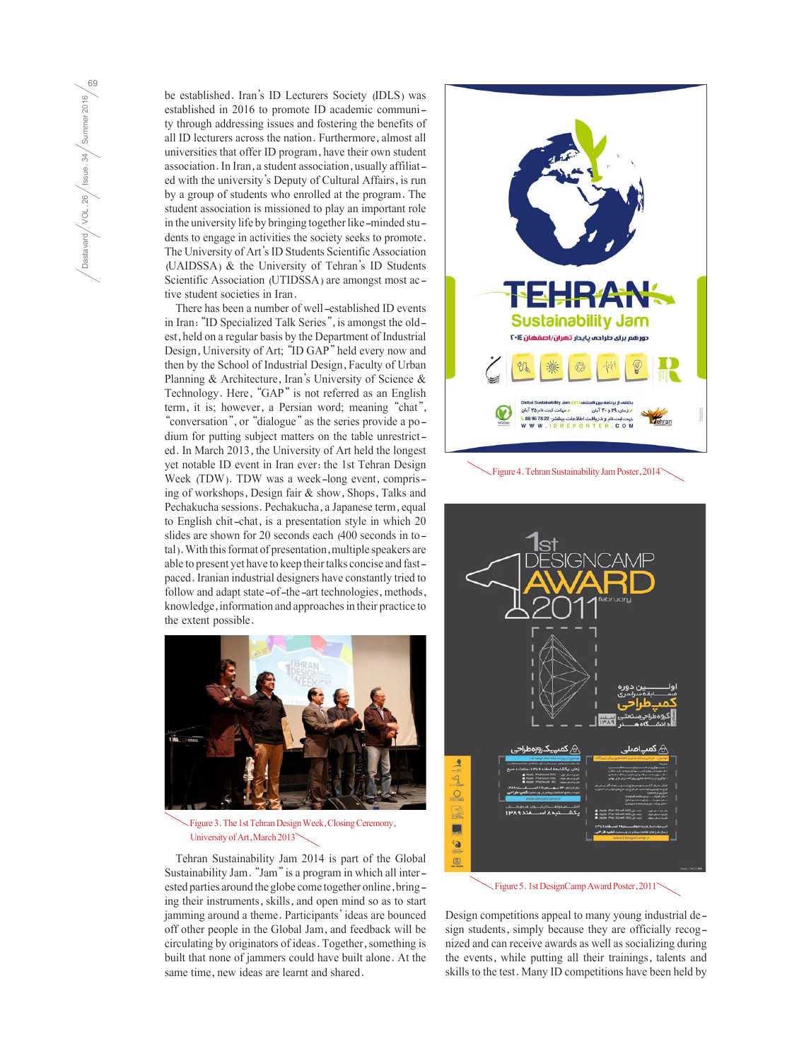be established. Iran's ID Lecturers Society (IDLS) was established in 2016 to promote ID academic community through addressing issues and fostering the benefits of all ID lecturers across the nation. Furthermore, almost all universities that offer ID program, have their own student association. In Iran, a student association, usually affiliated with the university's Deputy of Cultural Affairs, is run by a group of students who enrolled at the program. The student association is missioned to play an important role in the university life by bringing together like-minded students to engage in activities the society seeks to promote. The University of Art's ID Students Scientific Association (UAIDSSA) & the University of Tehran's ID Students Scientific Association (UTIDSSA) are amongst most active student societies in Iran.

There has been a number of well-established ID events in Iran: "ID Specialized Talk Series", is amongst the oldest, held on a regular basis by the Department of Industrial Design, University of Art; "ID GAP" held every now and then by the School of Industrial Design, Faculty of Urban Planning & Architecture, Iran's University of Science & Technology. Here, "GAP" is not referred as an English term, it is; however, a Persian word; meaning "chat", "conversation", or "dialogue" as the series provide a podium for putting subject matters on the table unrestricted. In March 2013, the University of Art held the longest yet notable ID event in Iran ever: the 1st Tehran Design Week (TDW). TDW was a week-long event, comprising of workshops, Design fair & show, Shops, Talks and Pechakucha sessions. Pechakucha, a Japanese term, equal to English chit-chat, is a presentation style in which 20 slides are shown for 20 seconds each (400 seconds in total). With this format of presentation, multiple speakers are able to present yet have to keep their talks concise and fast-paced. Iranian industrial designers have constantly tried to follow and adapt state-of-the-art technologies, methods, knowledge, information and approaches in their practice to the extent possible.

Figure 3. The 1st Tehran Design Week, Closing Ceremony, University of Art, March 2013

Tehran Sustainability Jam 2014 is part of the Global Sustainability Jam. "Jam" is a program in which all interested parties around the globe come together online, bringing their instruments, skills, and open minds so as to start jamming around a theme. Participants' ideas are bounced off other people in the Global Jam, and feedback will be circulating by originators of ideas. Together, something is built that none of jammers could have built alone. At the same time, new ideas are learnt and shared.

Figure 4. Tehran Sustainability Jam Poster, 2014

Figure 5. 1st DesignCamp Award Poster, 2011

Design competitions appeal to many young industrial design students, simply because they are officially recognized and can receive awards as well as socializing during the events, while putting all their trainings, talents and skills to the test. Many ID competitions have been held by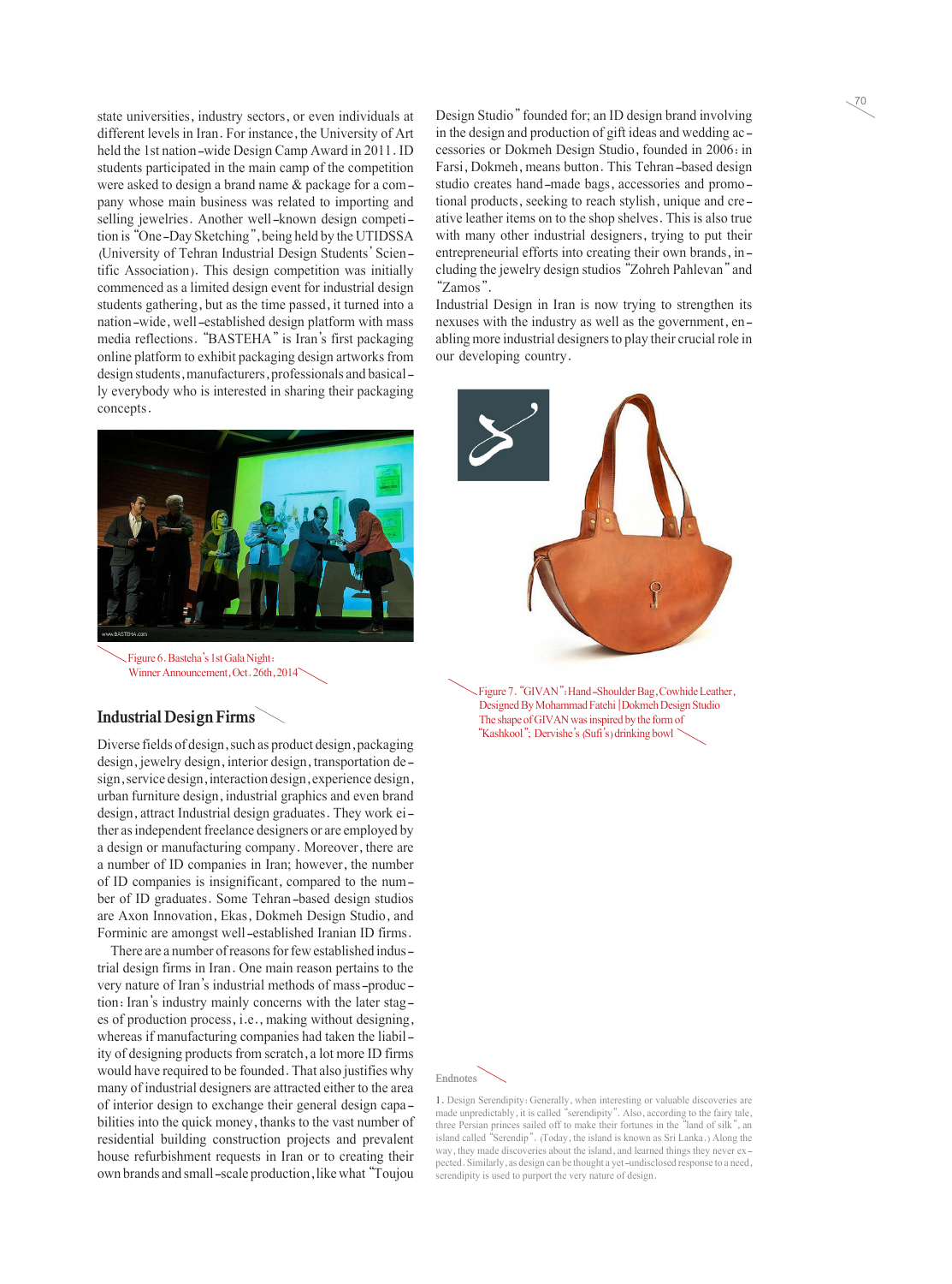state universities, industry sectors, or even individuals at different levels in Iran. For instance, the University of Art held the 1st nation-wide Design Camp Award in 2011. ID students participated in the main camp of the competition were asked to design a brand name & package for a company whose main business was related to importing and selling jewelries. Another well-known design competition is "One-Day Sketching", being held by the UTIDSSA (University of Tehran Industrial Design Students' Scientific Association). This design competition was initially commenced as a limited design event for industrial design students gathering, but as the time passed, it turned into a nation-wide, well-established design platform with mass media reflections. "BASTEHA" is Iran's first packaging online platform to exhibit packaging design artworks from design students, manufacturers, professionals and basically everybody who is interested in sharing their packaging concepts.

Figure 6. Basteha's 1st Gala Night: Winner Announcement, Oct. 26th, 2014

## Industrial Design Firms

Diverse fields of design, such as product design, packaging design, jewelry design, interior design, transportation design, service design, interaction design, experience design, urban furniture design, industrial graphics and even brand design, attract Industrial design graduates. They work either as independent freelance designers or are employed by a design or manufacturing company. Moreover, there are a number of ID companies in Iran; however, the number of ID companies is insignificant, compared to the number of ID graduates. Some Tehran-based design studios are Axon Innovation, Ekas, Dokmeh Design Studio, and Forminic are amongst well-established Iranian ID firms.

There are a number of reasons for few established industrial design firms in Iran. One main reason pertains to the very nature of Iran's industrial methods of mass-production: Iran's industry mainly concerns with the later stages of production process, i.e., making without designing, whereas if manufacturing companies had taken the liability of designing products from scratch, a lot more ID firms would have required to be founded. That also justifies why many of industrial designers are attracted either to the area of interior design to exchange their general design capabilities into the quick money, thanks to the vast number of residential building construction projects and prevalent house refurbishment requests in Iran or to creating their own brands and small-scale production, like what "Toujou Design Studio" founded for; an ID design brand involving in the design and production of gift ideas and wedding accessories or Dokmeh Design Studio, founded in 2006: in Farsi, Dokmeh, means button. This Tehran-based design studio creates hand-made bags, accessories and promotional products, seeking to reach stylish, unique and creative leather items on to the shop shelves. This is also true with many other industrial designers, trying to put their entrepreneurial efforts into creating their own brands, including the jewelry design studios "Zohreh Pahlevan" and "Zamos".

Industrial Design in Iran is now trying to strengthen its nexuses with the industry as well as the government, enabling more industrial designers to play their crucial role in our developing country.

Figure 7. "GIVAN": Hand-Shoulder Bag, Cowhide Leather, Designed By Mohammad Fatehi | Dokmeh Design Studio
The shape of GIVAN was inspired by the form of "Kashkool"; Dervishe's (Sufi's) drinking bowl

### Endnotes

1. Design Serendipity: Generally, when interesting or valuable discoveries are made unpredictably, it is called "serendipity". Also, according to the fairy tale, three Persian princes sailed off to make their fortunes in the "land of silk", an island called "Serendip". (Today, the island is known as Sri Lanka.) Along the way, they made discoveries about the island, and learned things they never expected. Similarly, as design can be thought a yet-undisclosed response to a need, serendipity is used to purport the very nature of design.